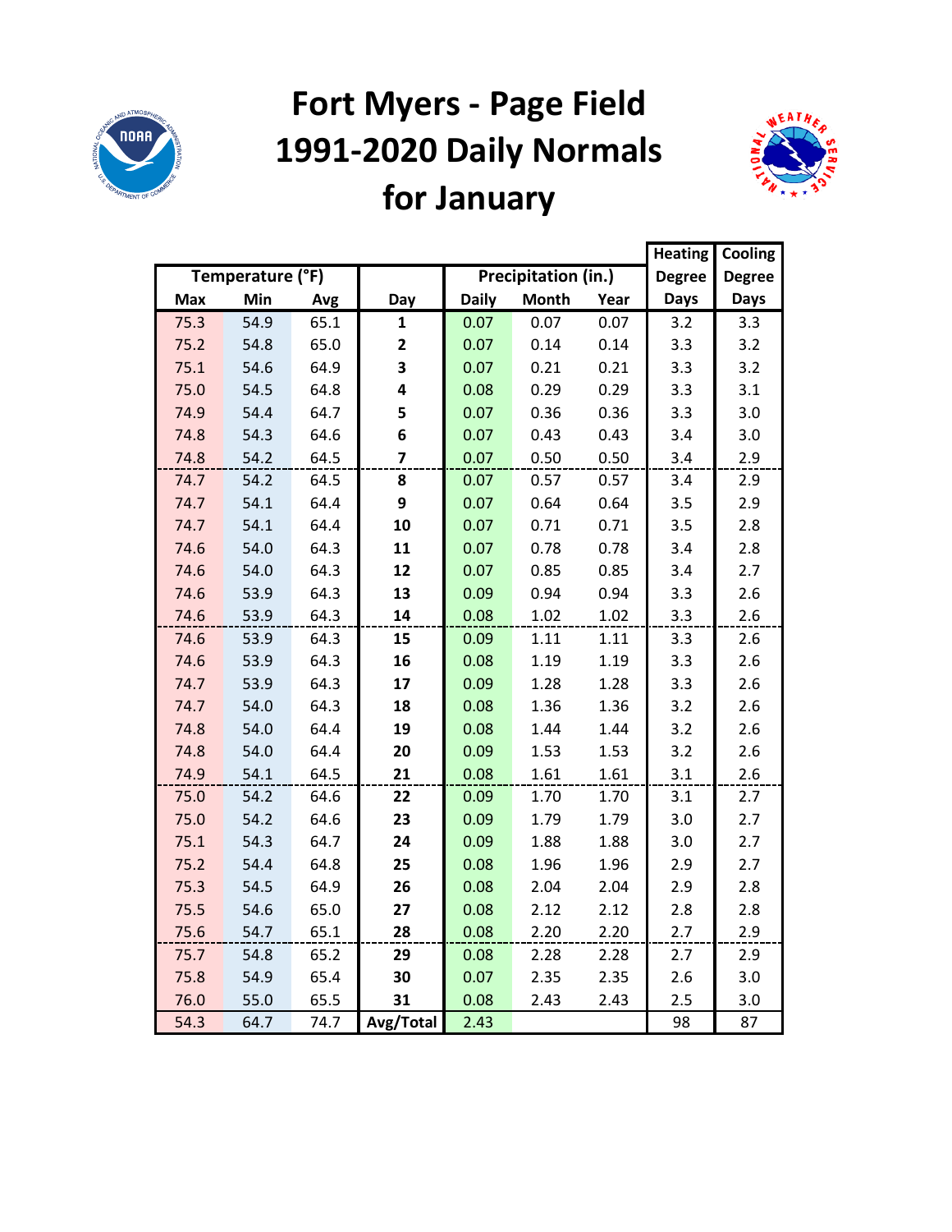# Fort Myers - Page Field 1991-2020 Daily Normals for January

| Temperature (°F) | | | | Precipitation (in.) | | | Heating Degree Days | Cooling Degree Days |
|---|---|---|---|---|---|---|---|---|
| Max | Min | Avg | Day | Daily | Month | Year | | |
| 75.3 | 54.9 | 65.1 | 1 | 0.07 | 0.07 | 0.07 | 3.2 | 3.3 |
| 75.2 | 54.8 | 65.0 | 2 | 0.07 | 0.14 | 0.14 | 3.3 | 3.2 |
| 75.1 | 54.6 | 64.9 | 3 | 0.07 | 0.21 | 0.21 | 3.3 | 3.2 |
| 75.0 | 54.5 | 64.8 | 4 | 0.08 | 0.29 | 0.29 | 3.3 | 3.1 |
| 74.9 | 54.4 | 64.7 | 5 | 0.07 | 0.36 | 0.36 | 3.3 | 3.0 |
| 74.8 | 54.3 | 64.6 | 6 | 0.07 | 0.43 | 0.43 | 3.4 | 3.0 |
| 74.8 | 54.2 | 64.5 | 7 | 0.07 | 0.50 | 0.50 | 3.4 | 2.9 |
| 74.7 | 54.2 | 64.5 | 8 | 0.07 | 0.57 | 0.57 | 3.4 | 2.9 |
| 74.7 | 54.1 | 64.4 | 9 | 0.07 | 0.64 | 0.64 | 3.5 | 2.9 |
| 74.7 | 54.1 | 64.4 | 10 | 0.07 | 0.71 | 0.71 | 3.5 | 2.8 |
| 74.6 | 54.0 | 64.3 | 11 | 0.07 | 0.78 | 0.78 | 3.4 | 2.8 |
| 74.6 | 54.0 | 64.3 | 12 | 0.07 | 0.85 | 0.85 | 3.4 | 2.7 |
| 74.6 | 53.9 | 64.3 | 13 | 0.09 | 0.94 | 0.94 | 3.3 | 2.6 |
| 74.6 | 53.9 | 64.3 | 14 | 0.08 | 1.02 | 1.02 | 3.3 | 2.6 |
| 74.6 | 53.9 | 64.3 | 15 | 0.09 | 1.11 | 1.11 | 3.3 | 2.6 |
| 74.6 | 53.9 | 64.3 | 16 | 0.08 | 1.19 | 1.19 | 3.3 | 2.6 |
| 74.7 | 53.9 | 64.3 | 17 | 0.09 | 1.28 | 1.28 | 3.3 | 2.6 |
| 74.7 | 54.0 | 64.3 | 18 | 0.08 | 1.36 | 1.36 | 3.2 | 2.6 |
| 74.8 | 54.0 | 64.4 | 19 | 0.08 | 1.44 | 1.44 | 3.2 | 2.6 |
| 74.8 | 54.0 | 64.4 | 20 | 0.09 | 1.53 | 1.53 | 3.2 | 2.6 |
| 74.9 | 54.1 | 64.5 | 21 | 0.08 | 1.61 | 1.61 | 3.1 | 2.6 |
| 75.0 | 54.2 | 64.6 | 22 | 0.09 | 1.70 | 1.70 | 3.1 | 2.7 |
| 75.0 | 54.2 | 64.6 | 23 | 0.09 | 1.79 | 1.79 | 3.0 | 2.7 |
| 75.1 | 54.3 | 64.7 | 24 | 0.09 | 1.88 | 1.88 | 3.0 | 2.7 |
| 75.2 | 54.4 | 64.8 | 25 | 0.08 | 1.96 | 1.96 | 2.9 | 2.7 |
| 75.3 | 54.5 | 64.9 | 26 | 0.08 | 2.04 | 2.04 | 2.9 | 2.8 |
| 75.5 | 54.6 | 65.0 | 27 | 0.08 | 2.12 | 2.12 | 2.8 | 2.8 |
| 75.6 | 54.7 | 65.1 | 28 | 0.08 | 2.20 | 2.20 | 2.7 | 2.9 |
| 75.7 | 54.8 | 65.2 | 29 | 0.08 | 2.28 | 2.28 | 2.7 | 2.9 |
| 75.8 | 54.9 | 65.4 | 30 | 0.07 | 2.35 | 2.35 | 2.6 | 3.0 |
| 76.0 | 55.0 | 65.5 | 31 | 0.08 | 2.43 | 2.43 | 2.5 | 3.0 |
| 54.3 | 64.7 | 74.7 | Avg/Total | 2.43 | | | 98 | 87 |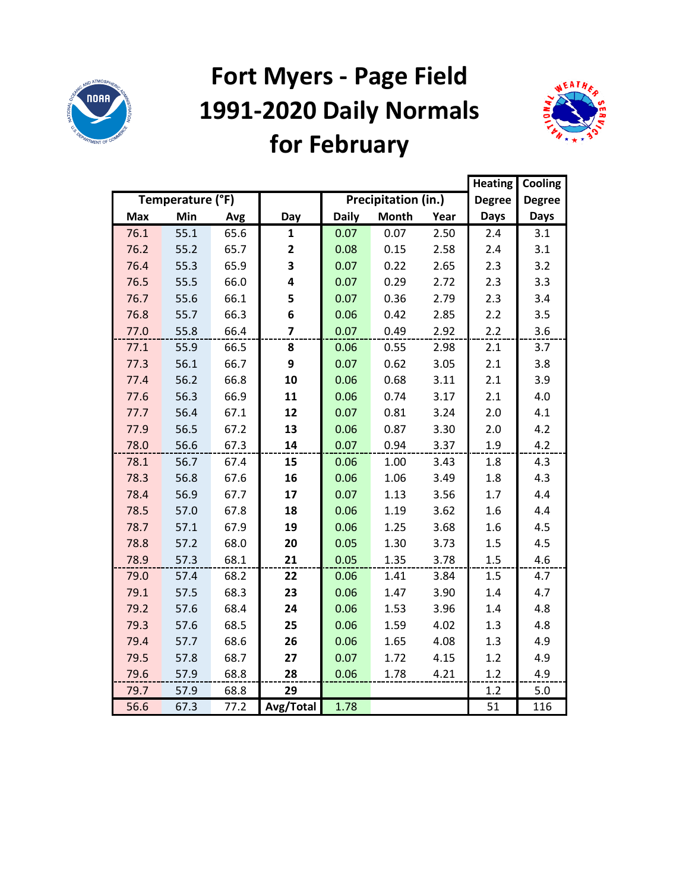# Fort Myers - Page Field 1991-2020 Daily Normals for February

| Temperature (°F) | | | | Precipitation (in.) | | | Heating Degree Days | Cooling Degree Days |
|---|---|---|---|---|---|---|---|---|
| Max | Min | Avg | Day | Daily | Month | Year | | |
| 76.1 | 55.1 | 65.6 | 1 | 0.07 | 0.07 | 2.50 | 2.4 | 3.1 |
| 76.2 | 55.2 | 65.7 | 2 | 0.08 | 0.15 | 2.58 | 2.4 | 3.1 |
| 76.4 | 55.3 | 65.9 | 3 | 0.07 | 0.22 | 2.65 | 2.3 | 3.2 |
| 76.5 | 55.5 | 66.0 | 4 | 0.07 | 0.29 | 2.72 | 2.3 | 3.3 |
| 76.7 | 55.6 | 66.1 | 5 | 0.07 | 0.36 | 2.79 | 2.3 | 3.4 |
| 76.8 | 55.7 | 66.3 | 6 | 0.06 | 0.42 | 2.85 | 2.2 | 3.5 |
| 77.0 | 55.8 | 66.4 | 7 | 0.07 | 0.49 | 2.92 | 2.2 | 3.6 |
| 77.1 | 55.9 | 66.5 | 8 | 0.06 | 0.55 | 2.98 | 2.1 | 3.7 |
| 77.3 | 56.1 | 66.7 | 9 | 0.07 | 0.62 | 3.05 | 2.1 | 3.8 |
| 77.4 | 56.2 | 66.8 | 10 | 0.06 | 0.68 | 3.11 | 2.1 | 3.9 |
| 77.6 | 56.3 | 66.9 | 11 | 0.06 | 0.74 | 3.17 | 2.1 | 4.0 |
| 77.7 | 56.4 | 67.1 | 12 | 0.07 | 0.81 | 3.24 | 2.0 | 4.1 |
| 77.9 | 56.5 | 67.2 | 13 | 0.06 | 0.87 | 3.30 | 2.0 | 4.2 |
| 78.0 | 56.6 | 67.3 | 14 | 0.07 | 0.94 | 3.37 | 1.9 | 4.2 |
| 78.1 | 56.7 | 67.4 | 15 | 0.06 | 1.00 | 3.43 | 1.8 | 4.3 |
| 78.3 | 56.8 | 67.6 | 16 | 0.06 | 1.06 | 3.49 | 1.8 | 4.3 |
| 78.4 | 56.9 | 67.7 | 17 | 0.07 | 1.13 | 3.56 | 1.7 | 4.4 |
| 78.5 | 57.0 | 67.8 | 18 | 0.06 | 1.19 | 3.62 | 1.6 | 4.4 |
| 78.7 | 57.1 | 67.9 | 19 | 0.06 | 1.25 | 3.68 | 1.6 | 4.5 |
| 78.8 | 57.2 | 68.0 | 20 | 0.05 | 1.30 | 3.73 | 1.5 | 4.5 |
| 78.9 | 57.3 | 68.1 | 21 | 0.05 | 1.35 | 3.78 | 1.5 | 4.6 |
| 79.0 | 57.4 | 68.2 | 22 | 0.06 | 1.41 | 3.84 | 1.5 | 4.7 |
| 79.1 | 57.5 | 68.3 | 23 | 0.06 | 1.47 | 3.90 | 1.4 | 4.7 |
| 79.2 | 57.6 | 68.4 | 24 | 0.06 | 1.53 | 3.96 | 1.4 | 4.8 |
| 79.3 | 57.6 | 68.5 | 25 | 0.06 | 1.59 | 4.02 | 1.3 | 4.8 |
| 79.4 | 57.7 | 68.6 | 26 | 0.06 | 1.65 | 4.08 | 1.3 | 4.9 |
| 79.5 | 57.8 | 68.7 | 27 | 0.07 | 1.72 | 4.15 | 1.2 | 4.9 |
| 79.6 | 57.9 | 68.8 | 28 | 0.06 | 1.78 | 4.21 | 1.2 | 4.9 |
| 79.7 | 57.9 | 68.8 | 29 | | | | 1.2 | 5.0 |
| 56.6 | 67.3 | 77.2 | Avg/Total | 1.78 | | | 51 | 116 |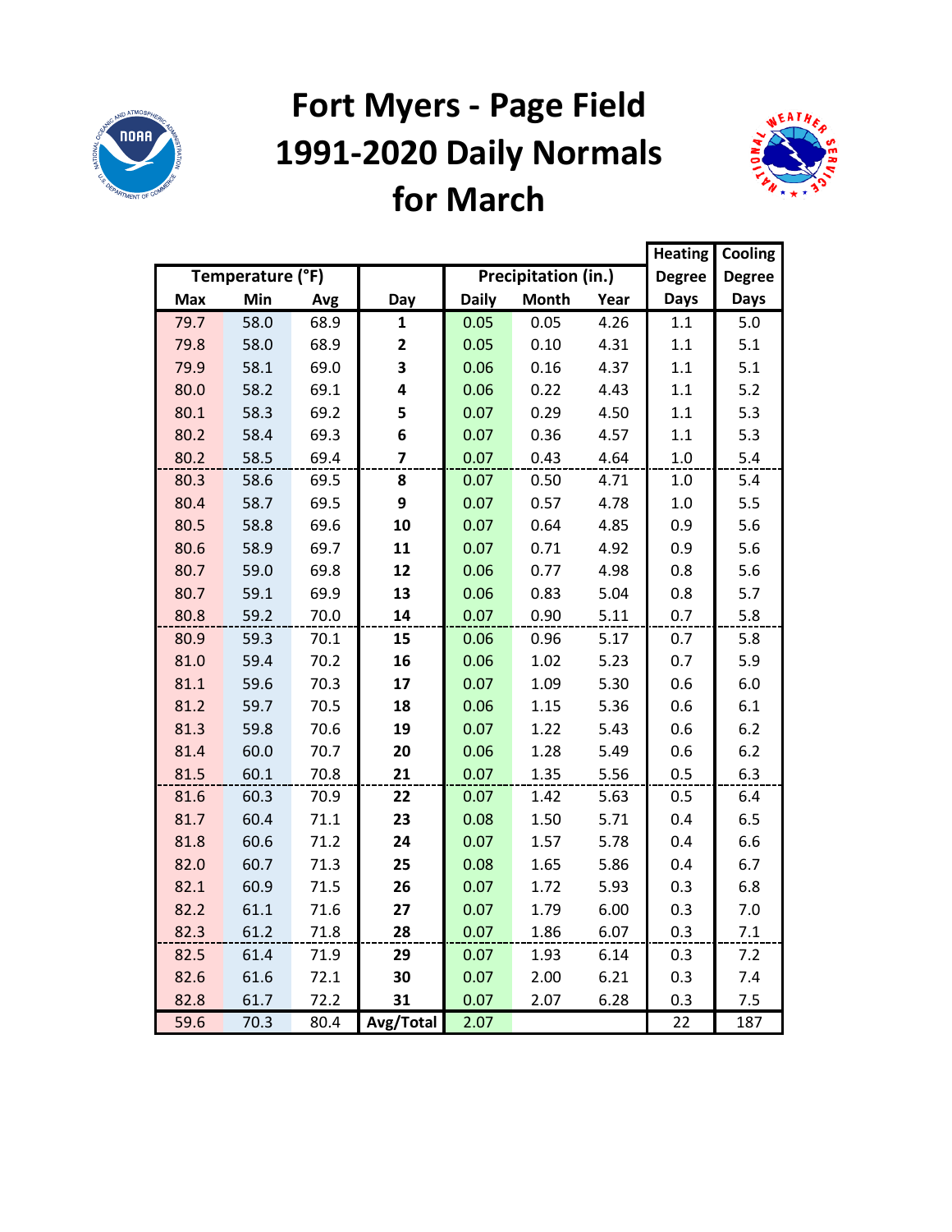# Fort Myers - Page Field 1991-2020 Daily Normals for March

| Temperature (°F) | | | Day | Precipitation (in.) | | | Heating Degree Days | Cooling Degree Days |
|---|---|---|---|---|---|---|---|---|
| Max | Min | Avg | | Daily | Month | Year | | |
| 79.7 | 58.0 | 68.9 | **1** | 0.05 | 0.05 | 4.26 | 1.1 | 5.0 |
| 79.8 | 58.0 | 68.9 | **2** | 0.05 | 0.10 | 4.31 | 1.1 | 5.1 |
| 79.9 | 58.1 | 69.0 | **3** | 0.06 | 0.16 | 4.37 | 1.1 | 5.1 |
| 80.0 | 58.2 | 69.1 | **4** | 0.06 | 0.22 | 4.43 | 1.1 | 5.2 |
| 80.1 | 58.3 | 69.2 | **5** | 0.07 | 0.29 | 4.50 | 1.1 | 5.3 |
| 80.2 | 58.4 | 69.3 | **6** | 0.07 | 0.36 | 4.57 | 1.1 | 5.3 |
| 80.2 | 58.5 | 69.4 | **7** | 0.07 | 0.43 | 4.64 | 1.0 | 5.4 |
| 80.3 | 58.6 | 69.5 | **8** | 0.07 | 0.50 | 4.71 | 1.0 | 5.4 |
| 80.4 | 58.7 | 69.5 | **9** | 0.07 | 0.57 | 4.78 | 1.0 | 5.5 |
| 80.5 | 58.8 | 69.6 | **10** | 0.07 | 0.64 | 4.85 | 0.9 | 5.6 |
| 80.6 | 58.9 | 69.7 | **11** | 0.07 | 0.71 | 4.92 | 0.9 | 5.6 |
| 80.7 | 59.0 | 69.8 | **12** | 0.06 | 0.77 | 4.98 | 0.8 | 5.6 |
| 80.7 | 59.1 | 69.9 | **13** | 0.06 | 0.83 | 5.04 | 0.8 | 5.7 |
| 80.8 | 59.2 | 70.0 | **14** | 0.07 | 0.90 | 5.11 | 0.7 | 5.8 |
| 80.9 | 59.3 | 70.1 | **15** | 0.06 | 0.96 | 5.17 | 0.7 | 5.8 |
| 81.0 | 59.4 | 70.2 | **16** | 0.06 | 1.02 | 5.23 | 0.7 | 5.9 |
| 81.1 | 59.6 | 70.3 | **17** | 0.07 | 1.09 | 5.30 | 0.6 | 6.0 |
| 81.2 | 59.7 | 70.5 | **18** | 0.06 | 1.15 | 5.36 | 0.6 | 6.1 |
| 81.3 | 59.8 | 70.6 | **19** | 0.07 | 1.22 | 5.43 | 0.6 | 6.2 |
| 81.4 | 60.0 | 70.7 | **20** | 0.06 | 1.28 | 5.49 | 0.6 | 6.2 |
| 81.5 | 60.1 | 70.8 | **21** | 0.07 | 1.35 | 5.56 | 0.5 | 6.3 |
| 81.6 | 60.3 | 70.9 | **22** | 0.07 | 1.42 | 5.63 | 0.5 | 6.4 |
| 81.7 | 60.4 | 71.1 | **23** | 0.08 | 1.50 | 5.71 | 0.4 | 6.5 |
| 81.8 | 60.6 | 71.2 | **24** | 0.07 | 1.57 | 5.78 | 0.4 | 6.6 |
| 82.0 | 60.7 | 71.3 | **25** | 0.08 | 1.65 | 5.86 | 0.4 | 6.7 |
| 82.1 | 60.9 | 71.5 | **26** | 0.07 | 1.72 | 5.93 | 0.3 | 6.8 |
| 82.2 | 61.1 | 71.6 | **27** | 0.07 | 1.79 | 6.00 | 0.3 | 7.0 |
| 82.3 | 61.2 | 71.8 | **28** | 0.07 | 1.86 | 6.07 | 0.3 | 7.1 |
| 82.5 | 61.4 | 71.9 | **29** | 0.07 | 1.93 | 6.14 | 0.3 | 7.2 |
| 82.6 | 61.6 | 72.1 | **30** | 0.07 | 2.00 | 6.21 | 0.3 | 7.4 |
| 82.8 | 61.7 | 72.2 | **31** | 0.07 | 2.07 | 6.28 | 0.3 | 7.5 |
| 59.6 | 70.3 | 80.4 | **Avg/Total** | 2.07 | | | 22 | 187 |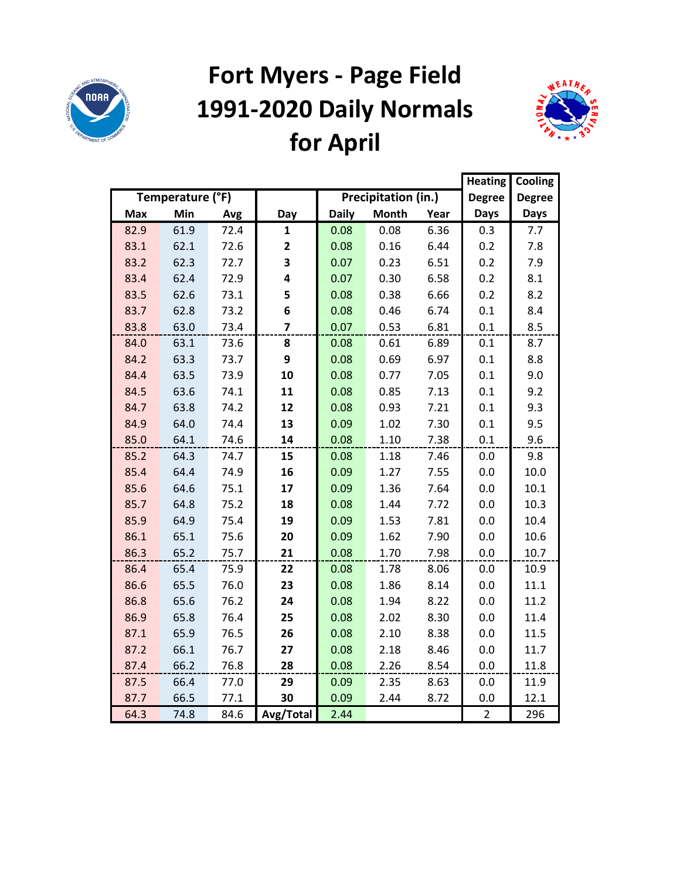# Fort Myers - Page Field
# 1991-2020 Daily Normals
# for April

| Temperature (°F) | | | | Precipitation (in.) | | | Heating Degree Days | Cooling Degree Days |
|---|---|---|---|---|---|---|---|---|
| Max | Min | Avg | Day | Daily | Month | Year | | |
| 82.9 | 61.9 | 72.4 | **1** | 0.08 | 0.08 | 6.36 | 0.3 | 7.7 |
| 83.1 | 62.1 | 72.6 | **2** | 0.08 | 0.16 | 6.44 | 0.2 | 7.8 |
| 83.2 | 62.3 | 72.7 | **3** | 0.07 | 0.23 | 6.51 | 0.2 | 7.9 |
| 83.4 | 62.4 | 72.9 | **4** | 0.07 | 0.30 | 6.58 | 0.2 | 8.1 |
| 83.5 | 62.6 | 73.1 | **5** | 0.08 | 0.38 | 6.66 | 0.2 | 8.2 |
| 83.7 | 62.8 | 73.2 | **6** | 0.08 | 0.46 | 6.74 | 0.1 | 8.4 |
| 83.8 | 63.0 | 73.4 | **7** | 0.07 | 0.53 | 6.81 | 0.1 | 8.5 |
| 84.0 | 63.1 | 73.6 | **8** | 0.08 | 0.61 | 6.89 | 0.1 | 8.7 |
| 84.2 | 63.3 | 73.7 | **9** | 0.08 | 0.69 | 6.97 | 0.1 | 8.8 |
| 84.4 | 63.5 | 73.9 | **10** | 0.08 | 0.77 | 7.05 | 0.1 | 9.0 |
| 84.5 | 63.6 | 74.1 | **11** | 0.08 | 0.85 | 7.13 | 0.1 | 9.2 |
| 84.7 | 63.8 | 74.2 | **12** | 0.08 | 0.93 | 7.21 | 0.1 | 9.3 |
| 84.9 | 64.0 | 74.4 | **13** | 0.09 | 1.02 | 7.30 | 0.1 | 9.5 |
| 85.0 | 64.1 | 74.6 | **14** | 0.08 | 1.10 | 7.38 | 0.1 | 9.6 |
| 85.2 | 64.3 | 74.7 | **15** | 0.08 | 1.18 | 7.46 | 0.0 | 9.8 |
| 85.4 | 64.4 | 74.9 | **16** | 0.09 | 1.27 | 7.55 | 0.0 | 10.0 |
| 85.6 | 64.6 | 75.1 | **17** | 0.09 | 1.36 | 7.64 | 0.0 | 10.1 |
| 85.7 | 64.8 | 75.2 | **18** | 0.08 | 1.44 | 7.72 | 0.0 | 10.3 |
| 85.9 | 64.9 | 75.4 | **19** | 0.09 | 1.53 | 7.81 | 0.0 | 10.4 |
| 86.1 | 65.1 | 75.6 | **20** | 0.09 | 1.62 | 7.90 | 0.0 | 10.6 |
| 86.3 | 65.2 | 75.7 | **21** | 0.08 | 1.70 | 7.98 | 0.0 | 10.7 |
| 86.4 | 65.4 | 75.9 | **22** | 0.08 | 1.78 | 8.06 | 0.0 | 10.9 |
| 86.6 | 65.5 | 76.0 | **23** | 0.08 | 1.86 | 8.14 | 0.0 | 11.1 |
| 86.8 | 65.6 | 76.2 | **24** | 0.08 | 1.94 | 8.22 | 0.0 | 11.2 |
| 86.9 | 65.8 | 76.4 | **25** | 0.08 | 2.02 | 8.30 | 0.0 | 11.4 |
| 87.1 | 65.9 | 76.5 | **26** | 0.08 | 2.10 | 8.38 | 0.0 | 11.5 |
| 87.2 | 66.1 | 76.7 | **27** | 0.08 | 2.18 | 8.46 | 0.0 | 11.7 |
| 87.4 | 66.2 | 76.8 | **28** | 0.08 | 2.26 | 8.54 | 0.0 | 11.8 |
| 87.5 | 66.4 | 77.0 | **29** | 0.09 | 2.35 | 8.63 | 0.0 | 11.9 |
| 87.7 | 66.5 | 77.1 | **30** | 0.09 | 2.44 | 8.72 | 0.0 | 12.1 |
| 64.3 | 74.8 | 84.6 | **Avg/Total** | 2.44 | | | 2 | 296 |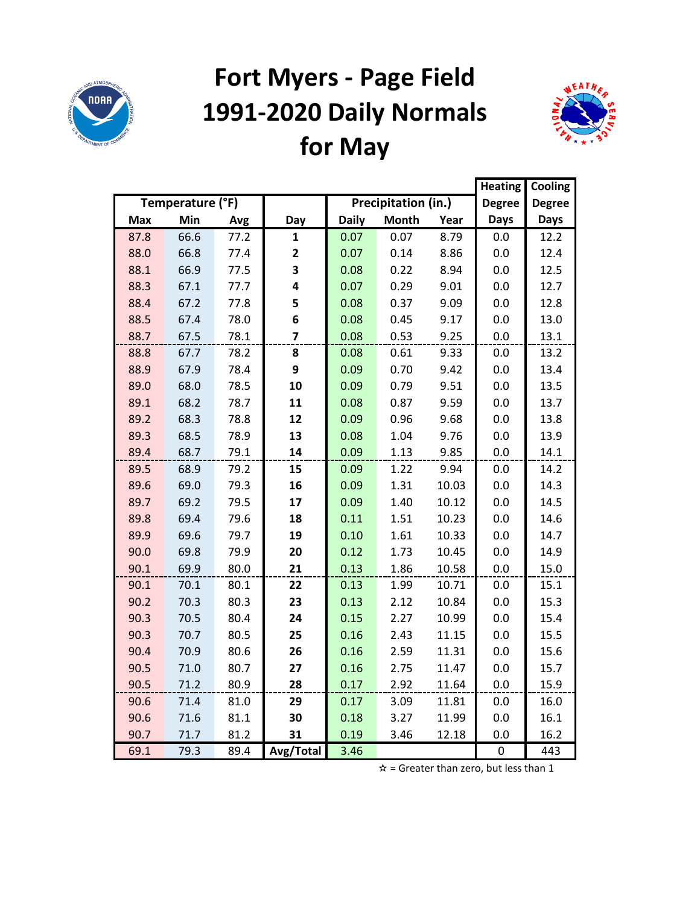# Fort Myers - Page Field 1991-2020 Daily Normals for May

| Temperature (°F) | | | | Precipitation (in.) | | | Heating Degree Days | Cooling Degree Days |
|---|---|---|---|---|---|---|---|---|
| Max | Min | Avg | Day | Daily | Month | Year | | |
| 87.8 | 66.6 | 77.2 | **1** | 0.07 | 0.07 | 8.79 | 0.0 | 12.2 |
| 88.0 | 66.8 | 77.4 | **2** | 0.07 | 0.14 | 8.86 | 0.0 | 12.4 |
| 88.1 | 66.9 | 77.5 | **3** | 0.08 | 0.22 | 8.94 | 0.0 | 12.5 |
| 88.3 | 67.1 | 77.7 | **4** | 0.07 | 0.29 | 9.01 | 0.0 | 12.7 |
| 88.4 | 67.2 | 77.8 | **5** | 0.08 | 0.37 | 9.09 | 0.0 | 12.8 |
| 88.5 | 67.4 | 78.0 | **6** | 0.08 | 0.45 | 9.17 | 0.0 | 13.0 |
| 88.7 | 67.5 | 78.1 | **7** | 0.08 | 0.53 | 9.25 | 0.0 | 13.1 |
| 88.8 | 67.7 | 78.2 | **8** | 0.08 | 0.61 | 9.33 | 0.0 | 13.2 |
| 88.9 | 67.9 | 78.4 | **9** | 0.09 | 0.70 | 9.42 | 0.0 | 13.4 |
| 89.0 | 68.0 | 78.5 | **10** | 0.09 | 0.79 | 9.51 | 0.0 | 13.5 |
| 89.1 | 68.2 | 78.7 | **11** | 0.08 | 0.87 | 9.59 | 0.0 | 13.7 |
| 89.2 | 68.3 | 78.8 | **12** | 0.09 | 0.96 | 9.68 | 0.0 | 13.8 |
| 89.3 | 68.5 | 78.9 | **13** | 0.08 | 1.04 | 9.76 | 0.0 | 13.9 |
| 89.4 | 68.7 | 79.1 | **14** | 0.09 | 1.13 | 9.85 | 0.0 | 14.1 |
| 89.5 | 68.9 | 79.2 | **15** | 0.09 | 1.22 | 9.94 | 0.0 | 14.2 |
| 89.6 | 69.0 | 79.3 | **16** | 0.09 | 1.31 | 10.03 | 0.0 | 14.3 |
| 89.7 | 69.2 | 79.5 | **17** | 0.09 | 1.40 | 10.12 | 0.0 | 14.5 |
| 89.8 | 69.4 | 79.6 | **18** | 0.11 | 1.51 | 10.23 | 0.0 | 14.6 |
| 89.9 | 69.6 | 79.7 | **19** | 0.10 | 1.61 | 10.33 | 0.0 | 14.7 |
| 90.0 | 69.8 | 79.9 | **20** | 0.12 | 1.73 | 10.45 | 0.0 | 14.9 |
| 90.1 | 69.9 | 80.0 | **21** | 0.13 | 1.86 | 10.58 | 0.0 | 15.0 |
| 90.1 | 70.1 | 80.1 | **22** | 0.13 | 1.99 | 10.71 | 0.0 | 15.1 |
| 90.2 | 70.3 | 80.3 | **23** | 0.13 | 2.12 | 10.84 | 0.0 | 15.3 |
| 90.3 | 70.5 | 80.4 | **24** | 0.15 | 2.27 | 10.99 | 0.0 | 15.4 |
| 90.3 | 70.7 | 80.5 | **25** | 0.16 | 2.43 | 11.15 | 0.0 | 15.5 |
| 90.4 | 70.9 | 80.6 | **26** | 0.16 | 2.59 | 11.31 | 0.0 | 15.6 |
| 90.5 | 71.0 | 80.7 | **27** | 0.16 | 2.75 | 11.47 | 0.0 | 15.7 |
| 90.5 | 71.2 | 80.9 | **28** | 0.17 | 2.92 | 11.64 | 0.0 | 15.9 |
| 90.6 | 71.4 | 81.0 | **29** | 0.17 | 3.09 | 11.81 | 0.0 | 16.0 |
| 90.6 | 71.6 | 81.1 | **30** | 0.18 | 3.27 | 11.99 | 0.0 | 16.1 |
| 90.7 | 71.7 | 81.2 | **31** | 0.19 | 3.46 | 12.18 | 0.0 | 16.2 |
| 69.1 | 79.3 | 89.4 | **Avg/Total** | 3.46 | | | 0 | 443 |

☆ = Greater than zero, but less than 1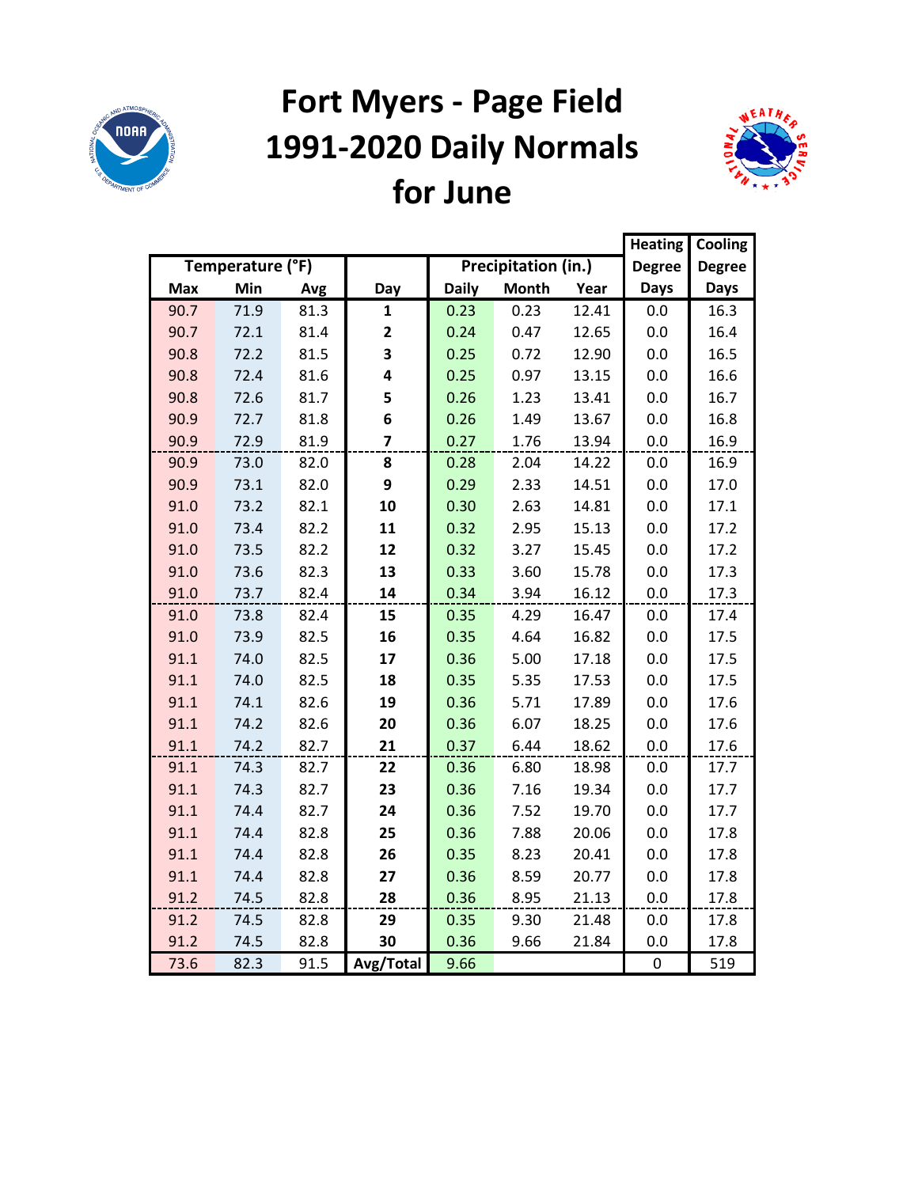# Fort Myers - Page Field 1991-2020 Daily Normals for June

| Temperature (°F) | | | | Precipitation (in.) | | | Heating Degree | Cooling Degree |
|---|---|---|---|---|---|---|---|---|
| Max | Min | Avg | Day | Daily | Month | Year | Days | Days |
| 90.7 | 71.9 | 81.3 | 1 | 0.23 | 0.23 | 12.41 | 0.0 | 16.3 |
| 90.7 | 72.1 | 81.4 | 2 | 0.24 | 0.47 | 12.65 | 0.0 | 16.4 |
| 90.8 | 72.2 | 81.5 | 3 | 0.25 | 0.72 | 12.90 | 0.0 | 16.5 |
| 90.8 | 72.4 | 81.6 | 4 | 0.25 | 0.97 | 13.15 | 0.0 | 16.6 |
| 90.8 | 72.6 | 81.7 | 5 | 0.26 | 1.23 | 13.41 | 0.0 | 16.7 |
| 90.9 | 72.7 | 81.8 | 6 | 0.26 | 1.49 | 13.67 | 0.0 | 16.8 |
| 90.9 | 72.9 | 81.9 | 7 | 0.27 | 1.76 | 13.94 | 0.0 | 16.9 |
| 90.9 | 73.0 | 82.0 | 8 | 0.28 | 2.04 | 14.22 | 0.0 | 16.9 |
| 90.9 | 73.1 | 82.0 | 9 | 0.29 | 2.33 | 14.51 | 0.0 | 17.0 |
| 91.0 | 73.2 | 82.1 | 10 | 0.30 | 2.63 | 14.81 | 0.0 | 17.1 |
| 91.0 | 73.4 | 82.2 | 11 | 0.32 | 2.95 | 15.13 | 0.0 | 17.2 |
| 91.0 | 73.5 | 82.2 | 12 | 0.32 | 3.27 | 15.45 | 0.0 | 17.2 |
| 91.0 | 73.6 | 82.3 | 13 | 0.33 | 3.60 | 15.78 | 0.0 | 17.3 |
| 91.0 | 73.7 | 82.4 | 14 | 0.34 | 3.94 | 16.12 | 0.0 | 17.3 |
| 91.0 | 73.8 | 82.4 | 15 | 0.35 | 4.29 | 16.47 | 0.0 | 17.4 |
| 91.0 | 73.9 | 82.5 | 16 | 0.35 | 4.64 | 16.82 | 0.0 | 17.5 |
| 91.1 | 74.0 | 82.5 | 17 | 0.36 | 5.00 | 17.18 | 0.0 | 17.5 |
| 91.1 | 74.0 | 82.5 | 18 | 0.35 | 5.35 | 17.53 | 0.0 | 17.5 |
| 91.1 | 74.1 | 82.6 | 19 | 0.36 | 5.71 | 17.89 | 0.0 | 17.6 |
| 91.1 | 74.2 | 82.6 | 20 | 0.36 | 6.07 | 18.25 | 0.0 | 17.6 |
| 91.1 | 74.2 | 82.7 | 21 | 0.37 | 6.44 | 18.62 | 0.0 | 17.6 |
| 91.1 | 74.3 | 82.7 | 22 | 0.36 | 6.80 | 18.98 | 0.0 | 17.7 |
| 91.1 | 74.3 | 82.7 | 23 | 0.36 | 7.16 | 19.34 | 0.0 | 17.7 |
| 91.1 | 74.4 | 82.7 | 24 | 0.36 | 7.52 | 19.70 | 0.0 | 17.7 |
| 91.1 | 74.4 | 82.8 | 25 | 0.36 | 7.88 | 20.06 | 0.0 | 17.8 |
| 91.1 | 74.4 | 82.8 | 26 | 0.35 | 8.23 | 20.41 | 0.0 | 17.8 |
| 91.1 | 74.4 | 82.8 | 27 | 0.36 | 8.59 | 20.77 | 0.0 | 17.8 |
| 91.2 | 74.5 | 82.8 | 28 | 0.36 | 8.95 | 21.13 | 0.0 | 17.8 |
| 91.2 | 74.5 | 82.8 | 29 | 0.35 | 9.30 | 21.48 | 0.0 | 17.8 |
| 91.2 | 74.5 | 82.8 | 30 | 0.36 | 9.66 | 21.84 | 0.0 | 17.8 |
| 73.6 | 82.3 | 91.5 | Avg/Total | 9.66 | | | 0 | 519 |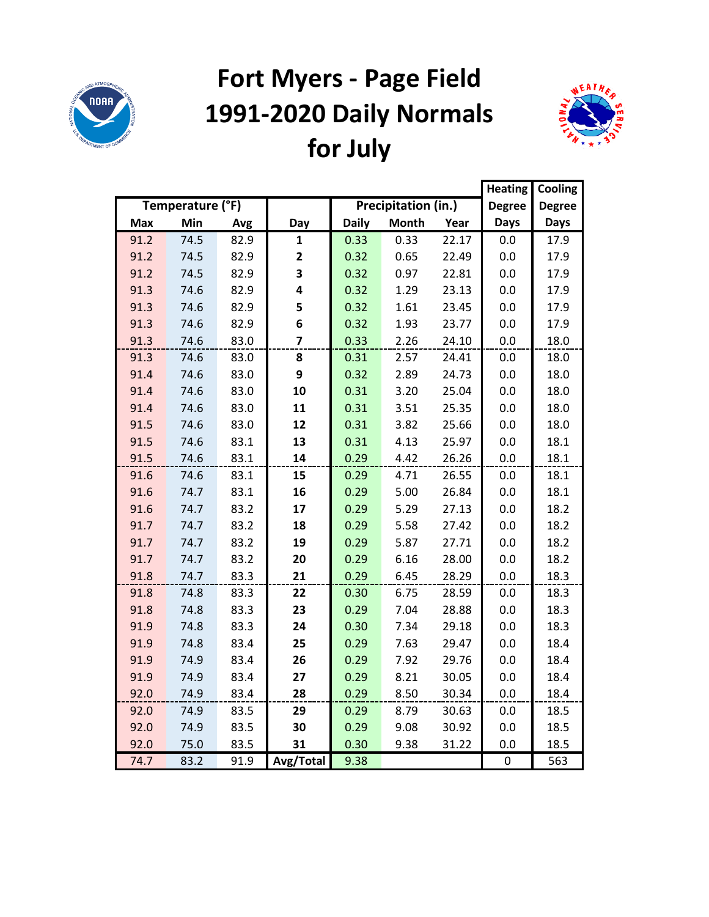# Fort Myers - Page Field 1991-2020 Daily Normals for July

| Temperature (°F) | | | | Precipitation (in.) | | | Heating Degree Days | Cooling Degree Days |
|---|---|---|---|---|---|---|---|---|
| Max | Min | Avg | Day | Daily | Month | Year | Days | Days |
| 91.2 | 74.5 | 82.9 | 1 | 0.33 | 0.33 | 22.17 | 0.0 | 17.9 |
| 91.2 | 74.5 | 82.9 | 2 | 0.32 | 0.65 | 22.49 | 0.0 | 17.9 |
| 91.2 | 74.5 | 82.9 | 3 | 0.32 | 0.97 | 22.81 | 0.0 | 17.9 |
| 91.3 | 74.6 | 82.9 | 4 | 0.32 | 1.29 | 23.13 | 0.0 | 17.9 |
| 91.3 | 74.6 | 82.9 | 5 | 0.32 | 1.61 | 23.45 | 0.0 | 17.9 |
| 91.3 | 74.6 | 82.9 | 6 | 0.32 | 1.93 | 23.77 | 0.0 | 17.9 |
| 91.3 | 74.6 | 83.0 | 7 | 0.33 | 2.26 | 24.10 | 0.0 | 18.0 |
| 91.3 | 74.6 | 83.0 | 8 | 0.31 | 2.57 | 24.41 | 0.0 | 18.0 |
| 91.4 | 74.6 | 83.0 | 9 | 0.32 | 2.89 | 24.73 | 0.0 | 18.0 |
| 91.4 | 74.6 | 83.0 | 10 | 0.31 | 3.20 | 25.04 | 0.0 | 18.0 |
| 91.4 | 74.6 | 83.0 | 11 | 0.31 | 3.51 | 25.35 | 0.0 | 18.0 |
| 91.5 | 74.6 | 83.0 | 12 | 0.31 | 3.82 | 25.66 | 0.0 | 18.0 |
| 91.5 | 74.6 | 83.1 | 13 | 0.31 | 4.13 | 25.97 | 0.0 | 18.1 |
| 91.5 | 74.6 | 83.1 | 14 | 0.29 | 4.42 | 26.26 | 0.0 | 18.1 |
| 91.6 | 74.6 | 83.1 | 15 | 0.29 | 4.71 | 26.55 | 0.0 | 18.1 |
| 91.6 | 74.7 | 83.1 | 16 | 0.29 | 5.00 | 26.84 | 0.0 | 18.1 |
| 91.6 | 74.7 | 83.2 | 17 | 0.29 | 5.29 | 27.13 | 0.0 | 18.2 |
| 91.7 | 74.7 | 83.2 | 18 | 0.29 | 5.58 | 27.42 | 0.0 | 18.2 |
| 91.7 | 74.7 | 83.2 | 19 | 0.29 | 5.87 | 27.71 | 0.0 | 18.2 |
| 91.7 | 74.7 | 83.2 | 20 | 0.29 | 6.16 | 28.00 | 0.0 | 18.2 |
| 91.8 | 74.7 | 83.3 | 21 | 0.29 | 6.45 | 28.29 | 0.0 | 18.3 |
| 91.8 | 74.8 | 83.3 | 22 | 0.30 | 6.75 | 28.59 | 0.0 | 18.3 |
| 91.8 | 74.8 | 83.3 | 23 | 0.29 | 7.04 | 28.88 | 0.0 | 18.3 |
| 91.9 | 74.8 | 83.3 | 24 | 0.30 | 7.34 | 29.18 | 0.0 | 18.3 |
| 91.9 | 74.8 | 83.4 | 25 | 0.29 | 7.63 | 29.47 | 0.0 | 18.4 |
| 91.9 | 74.9 | 83.4 | 26 | 0.29 | 7.92 | 29.76 | 0.0 | 18.4 |
| 91.9 | 74.9 | 83.4 | 27 | 0.29 | 8.21 | 30.05 | 0.0 | 18.4 |
| 92.0 | 74.9 | 83.4 | 28 | 0.29 | 8.50 | 30.34 | 0.0 | 18.4 |
| 92.0 | 74.9 | 83.5 | 29 | 0.29 | 8.79 | 30.63 | 0.0 | 18.5 |
| 92.0 | 74.9 | 83.5 | 30 | 0.29 | 9.08 | 30.92 | 0.0 | 18.5 |
| 92.0 | 75.0 | 83.5 | 31 | 0.30 | 9.38 | 31.22 | 0.0 | 18.5 |
| 74.7 | 83.2 | 91.9 | Avg/Total | 9.38 | | | 0 | 563 |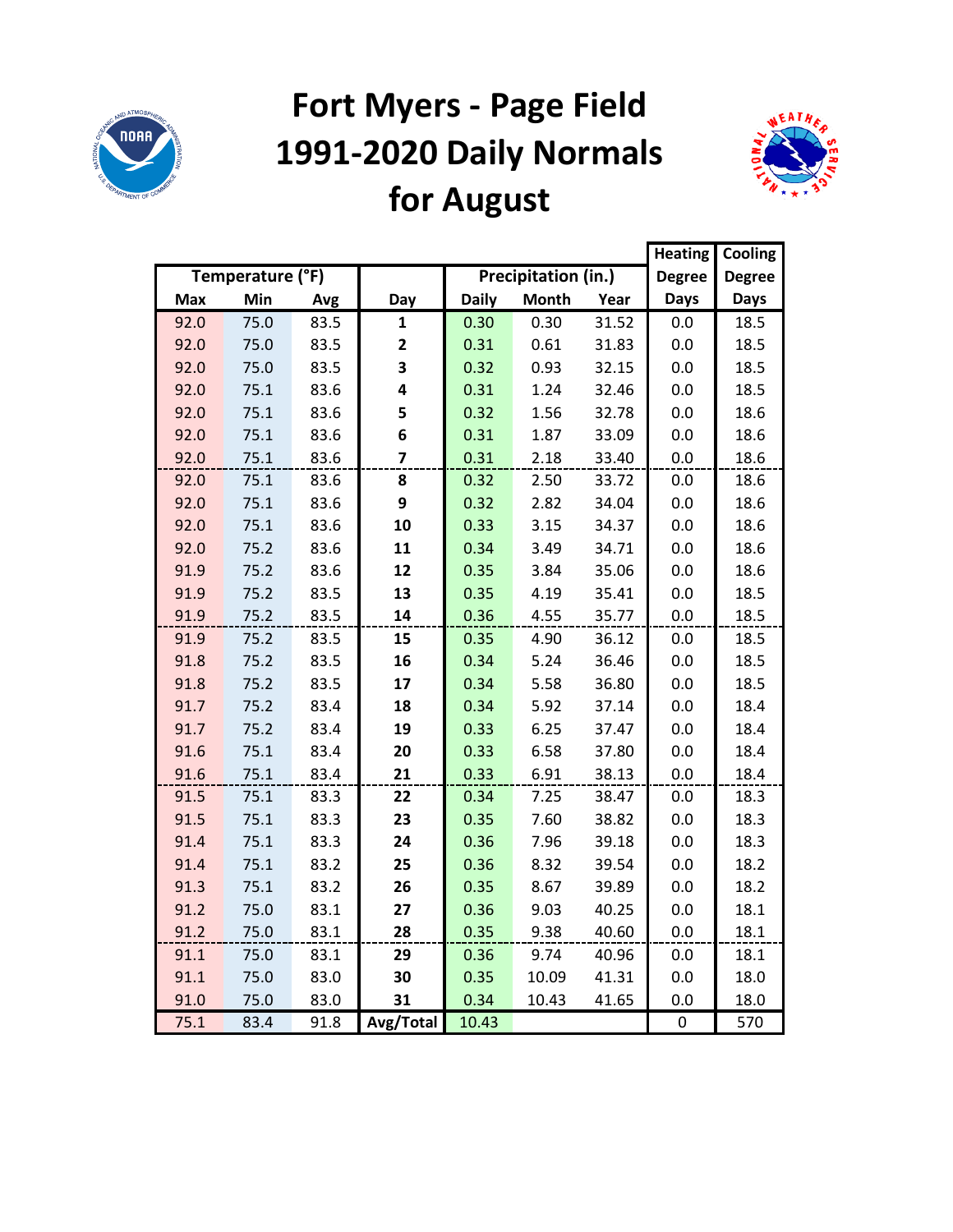# Fort Myers - Page Field 1991-2020 Daily Normals for August

| Temperature (°F) | | | | Precipitation (in.) | | | Heating Degree Days | Cooling Degree Days |
|---|---|---|---|---|---|---|---|---|
| Max | Min | Avg | Day | Daily | Month | Year | | |
| 92.0 | 75.0 | 83.5 | 1 | 0.30 | 0.30 | 31.52 | 0.0 | 18.5 |
| 92.0 | 75.0 | 83.5 | 2 | 0.31 | 0.61 | 31.83 | 0.0 | 18.5 |
| 92.0 | 75.0 | 83.5 | 3 | 0.32 | 0.93 | 32.15 | 0.0 | 18.5 |
| 92.0 | 75.1 | 83.6 | 4 | 0.31 | 1.24 | 32.46 | 0.0 | 18.5 |
| 92.0 | 75.1 | 83.6 | 5 | 0.32 | 1.56 | 32.78 | 0.0 | 18.6 |
| 92.0 | 75.1 | 83.6 | 6 | 0.31 | 1.87 | 33.09 | 0.0 | 18.6 |
| 92.0 | 75.1 | 83.6 | 7 | 0.31 | 2.18 | 33.40 | 0.0 | 18.6 |
| 92.0 | 75.1 | 83.6 | 8 | 0.32 | 2.50 | 33.72 | 0.0 | 18.6 |
| 92.0 | 75.1 | 83.6 | 9 | 0.32 | 2.82 | 34.04 | 0.0 | 18.6 |
| 92.0 | 75.1 | 83.6 | 10 | 0.33 | 3.15 | 34.37 | 0.0 | 18.6 |
| 92.0 | 75.2 | 83.6 | 11 | 0.34 | 3.49 | 34.71 | 0.0 | 18.6 |
| 91.9 | 75.2 | 83.6 | 12 | 0.35 | 3.84 | 35.06 | 0.0 | 18.6 |
| 91.9 | 75.2 | 83.5 | 13 | 0.35 | 4.19 | 35.41 | 0.0 | 18.5 |
| 91.9 | 75.2 | 83.5 | 14 | 0.36 | 4.55 | 35.77 | 0.0 | 18.5 |
| 91.9 | 75.2 | 83.5 | 15 | 0.35 | 4.90 | 36.12 | 0.0 | 18.5 |
| 91.8 | 75.2 | 83.5 | 16 | 0.34 | 5.24 | 36.46 | 0.0 | 18.5 |
| 91.8 | 75.2 | 83.5 | 17 | 0.34 | 5.58 | 36.80 | 0.0 | 18.5 |
| 91.7 | 75.2 | 83.4 | 18 | 0.34 | 5.92 | 37.14 | 0.0 | 18.4 |
| 91.7 | 75.2 | 83.4 | 19 | 0.33 | 6.25 | 37.47 | 0.0 | 18.4 |
| 91.6 | 75.1 | 83.4 | 20 | 0.33 | 6.58 | 37.80 | 0.0 | 18.4 |
| 91.6 | 75.1 | 83.4 | 21 | 0.33 | 6.91 | 38.13 | 0.0 | 18.4 |
| 91.5 | 75.1 | 83.3 | 22 | 0.34 | 7.25 | 38.47 | 0.0 | 18.3 |
| 91.5 | 75.1 | 83.3 | 23 | 0.35 | 7.60 | 38.82 | 0.0 | 18.3 |
| 91.4 | 75.1 | 83.3 | 24 | 0.36 | 7.96 | 39.18 | 0.0 | 18.3 |
| 91.4 | 75.1 | 83.2 | 25 | 0.36 | 8.32 | 39.54 | 0.0 | 18.2 |
| 91.3 | 75.1 | 83.2 | 26 | 0.35 | 8.67 | 39.89 | 0.0 | 18.2 |
| 91.2 | 75.0 | 83.1 | 27 | 0.36 | 9.03 | 40.25 | 0.0 | 18.1 |
| 91.2 | 75.0 | 83.1 | 28 | 0.35 | 9.38 | 40.60 | 0.0 | 18.1 |
| 91.1 | 75.0 | 83.1 | 29 | 0.36 | 9.74 | 40.96 | 0.0 | 18.1 |
| 91.1 | 75.0 | 83.0 | 30 | 0.35 | 10.09 | 41.31 | 0.0 | 18.0 |
| 91.0 | 75.0 | 83.0 | 31 | 0.34 | 10.43 | 41.65 | 0.0 | 18.0 |
| 75.1 | 83.4 | 91.8 | Avg/Total | 10.43 | | | 0 | 570 |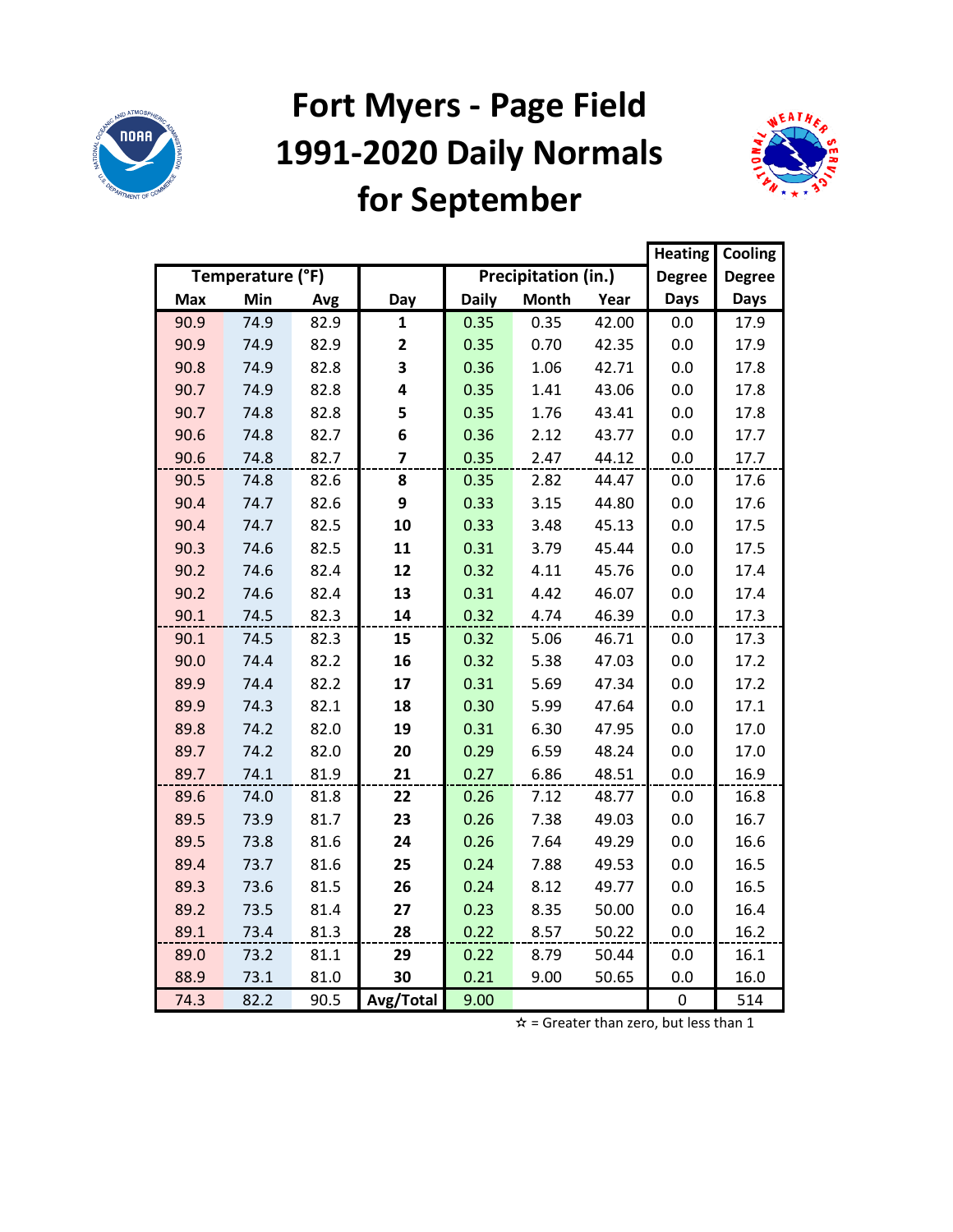# Fort Myers - Page Field
# 1991-2020 Daily Normals
# for September

| Temperature (°F) | | | | Precipitation (in.) | | | Heating Degree Days | Cooling Degree Days |
|---|---|---|---|---|---|---|---|---|
| Max | Min | Avg | Day | Daily | Month | Year | | |
| 90.9 | 74.9 | 82.9 | 1 | 0.35 | 0.35 | 42.00 | 0.0 | 17.9 |
| 90.9 | 74.9 | 82.9 | 2 | 0.35 | 0.70 | 42.35 | 0.0 | 17.9 |
| 90.8 | 74.9 | 82.8 | 3 | 0.36 | 1.06 | 42.71 | 0.0 | 17.8 |
| 90.7 | 74.9 | 82.8 | 4 | 0.35 | 1.41 | 43.06 | 0.0 | 17.8 |
| 90.7 | 74.8 | 82.8 | 5 | 0.35 | 1.76 | 43.41 | 0.0 | 17.8 |
| 90.6 | 74.8 | 82.7 | 6 | 0.36 | 2.12 | 43.77 | 0.0 | 17.7 |
| 90.6 | 74.8 | 82.7 | 7 | 0.35 | 2.47 | 44.12 | 0.0 | 17.7 |
| 90.5 | 74.8 | 82.6 | 8 | 0.35 | 2.82 | 44.47 | 0.0 | 17.6 |
| 90.4 | 74.7 | 82.6 | 9 | 0.33 | 3.15 | 44.80 | 0.0 | 17.6 |
| 90.4 | 74.7 | 82.5 | 10 | 0.33 | 3.48 | 45.13 | 0.0 | 17.5 |
| 90.3 | 74.6 | 82.5 | 11 | 0.31 | 3.79 | 45.44 | 0.0 | 17.5 |
| 90.2 | 74.6 | 82.4 | 12 | 0.32 | 4.11 | 45.76 | 0.0 | 17.4 |
| 90.2 | 74.6 | 82.4 | 13 | 0.31 | 4.42 | 46.07 | 0.0 | 17.4 |
| 90.1 | 74.5 | 82.3 | 14 | 0.32 | 4.74 | 46.39 | 0.0 | 17.3 |
| 90.1 | 74.5 | 82.3 | 15 | 0.32 | 5.06 | 46.71 | 0.0 | 17.3 |
| 90.0 | 74.4 | 82.2 | 16 | 0.32 | 5.38 | 47.03 | 0.0 | 17.2 |
| 89.9 | 74.4 | 82.2 | 17 | 0.31 | 5.69 | 47.34 | 0.0 | 17.2 |
| 89.9 | 74.3 | 82.1 | 18 | 0.30 | 5.99 | 47.64 | 0.0 | 17.1 |
| 89.8 | 74.2 | 82.0 | 19 | 0.31 | 6.30 | 47.95 | 0.0 | 17.0 |
| 89.7 | 74.2 | 82.0 | 20 | 0.29 | 6.59 | 48.24 | 0.0 | 17.0 |
| 89.7 | 74.1 | 81.9 | 21 | 0.27 | 6.86 | 48.51 | 0.0 | 16.9 |
| 89.6 | 74.0 | 81.8 | 22 | 0.26 | 7.12 | 48.77 | 0.0 | 16.8 |
| 89.5 | 73.9 | 81.7 | 23 | 0.26 | 7.38 | 49.03 | 0.0 | 16.7 |
| 89.5 | 73.8 | 81.6 | 24 | 0.26 | 7.64 | 49.29 | 0.0 | 16.6 |
| 89.4 | 73.7 | 81.6 | 25 | 0.24 | 7.88 | 49.53 | 0.0 | 16.5 |
| 89.3 | 73.6 | 81.5 | 26 | 0.24 | 8.12 | 49.77 | 0.0 | 16.5 |
| 89.2 | 73.5 | 81.4 | 27 | 0.23 | 8.35 | 50.00 | 0.0 | 16.4 |
| 89.1 | 73.4 | 81.3 | 28 | 0.22 | 8.57 | 50.22 | 0.0 | 16.2 |
| 89.0 | 73.2 | 81.1 | 29 | 0.22 | 8.79 | 50.44 | 0.0 | 16.1 |
| 88.9 | 73.1 | 81.0 | 30 | 0.21 | 9.00 | 50.65 | 0.0 | 16.0 |
| 74.3 | 82.2 | 90.5 | Avg/Total | 9.00 | | | 0 | 514 |

☆ = Greater than zero, but less than 1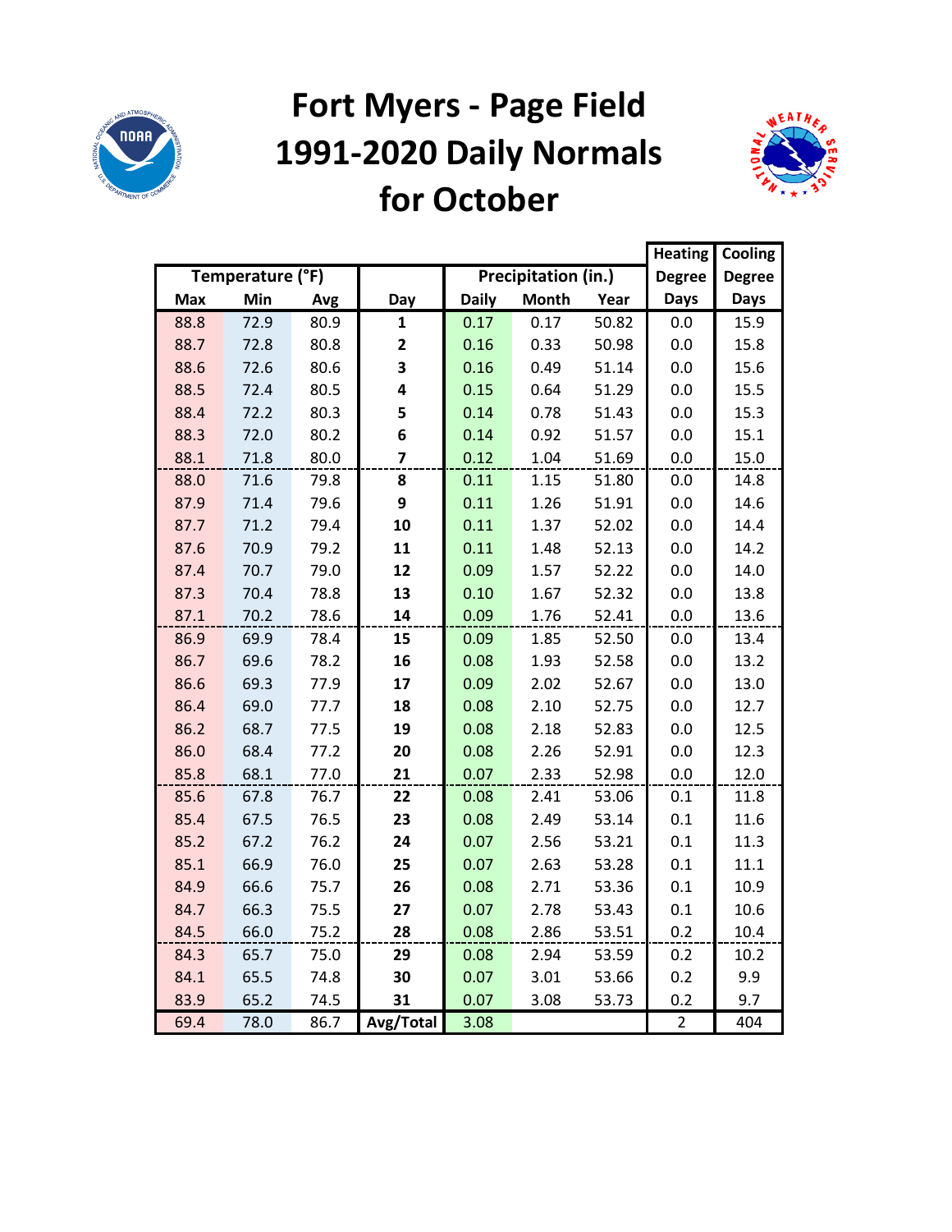# Fort Myers - Page Field 1991-2020 Daily Normals for October

| Temperature (°F) | | | | Precipitation (in.) | | | Heating Degree Days | Cooling Degree Days |
|---|---|---|---|---|---|---|---|---|
| Max | Min | Avg | Day | Daily | Month | Year | | |
| 88.8 | 72.9 | 80.9 | 1 | 0.17 | 0.17 | 50.82 | 0.0 | 15.9 |
| 88.7 | 72.8 | 80.8 | 2 | 0.16 | 0.33 | 50.98 | 0.0 | 15.8 |
| 88.6 | 72.6 | 80.6 | 3 | 0.16 | 0.49 | 51.14 | 0.0 | 15.6 |
| 88.5 | 72.4 | 80.5 | 4 | 0.15 | 0.64 | 51.29 | 0.0 | 15.5 |
| 88.4 | 72.2 | 80.3 | 5 | 0.14 | 0.78 | 51.43 | 0.0 | 15.3 |
| 88.3 | 72.0 | 80.2 | 6 | 0.14 | 0.92 | 51.57 | 0.0 | 15.1 |
| 88.1 | 71.8 | 80.0 | 7 | 0.12 | 1.04 | 51.69 | 0.0 | 15.0 |
| 88.0 | 71.6 | 79.8 | 8 | 0.11 | 1.15 | 51.80 | 0.0 | 14.8 |
| 87.9 | 71.4 | 79.6 | 9 | 0.11 | 1.26 | 51.91 | 0.0 | 14.6 |
| 87.7 | 71.2 | 79.4 | 10 | 0.11 | 1.37 | 52.02 | 0.0 | 14.4 |
| 87.6 | 70.9 | 79.2 | 11 | 0.11 | 1.48 | 52.13 | 0.0 | 14.2 |
| 87.4 | 70.7 | 79.0 | 12 | 0.09 | 1.57 | 52.22 | 0.0 | 14.0 |
| 87.3 | 70.4 | 78.8 | 13 | 0.10 | 1.67 | 52.32 | 0.0 | 13.8 |
| 87.1 | 70.2 | 78.6 | 14 | 0.09 | 1.76 | 52.41 | 0.0 | 13.6 |
| 86.9 | 69.9 | 78.4 | 15 | 0.09 | 1.85 | 52.50 | 0.0 | 13.4 |
| 86.7 | 69.6 | 78.2 | 16 | 0.08 | 1.93 | 52.58 | 0.0 | 13.2 |
| 86.6 | 69.3 | 77.9 | 17 | 0.09 | 2.02 | 52.67 | 0.0 | 13.0 |
| 86.4 | 69.0 | 77.7 | 18 | 0.08 | 2.10 | 52.75 | 0.0 | 12.7 |
| 86.2 | 68.7 | 77.5 | 19 | 0.08 | 2.18 | 52.83 | 0.0 | 12.5 |
| 86.0 | 68.4 | 77.2 | 20 | 0.08 | 2.26 | 52.91 | 0.0 | 12.3 |
| 85.8 | 68.1 | 77.0 | 21 | 0.07 | 2.33 | 52.98 | 0.0 | 12.0 |
| 85.6 | 67.8 | 76.7 | 22 | 0.08 | 2.41 | 53.06 | 0.1 | 11.8 |
| 85.4 | 67.5 | 76.5 | 23 | 0.08 | 2.49 | 53.14 | 0.1 | 11.6 |
| 85.2 | 67.2 | 76.2 | 24 | 0.07 | 2.56 | 53.21 | 0.1 | 11.3 |
| 85.1 | 66.9 | 76.0 | 25 | 0.07 | 2.63 | 53.28 | 0.1 | 11.1 |
| 84.9 | 66.6 | 75.7 | 26 | 0.08 | 2.71 | 53.36 | 0.1 | 10.9 |
| 84.7 | 66.3 | 75.5 | 27 | 0.07 | 2.78 | 53.43 | 0.1 | 10.6 |
| 84.5 | 66.0 | 75.2 | 28 | 0.08 | 2.86 | 53.51 | 0.2 | 10.4 |
| 84.3 | 65.7 | 75.0 | 29 | 0.08 | 2.94 | 53.59 | 0.2 | 10.2 |
| 84.1 | 65.5 | 74.8 | 30 | 0.07 | 3.01 | 53.66 | 0.2 | 9.9 |
| 83.9 | 65.2 | 74.5 | 31 | 0.07 | 3.08 | 53.73 | 0.2 | 9.7 |
| 69.4 | 78.0 | 86.7 | Avg/Total | 3.08 | | | 2 | 404 |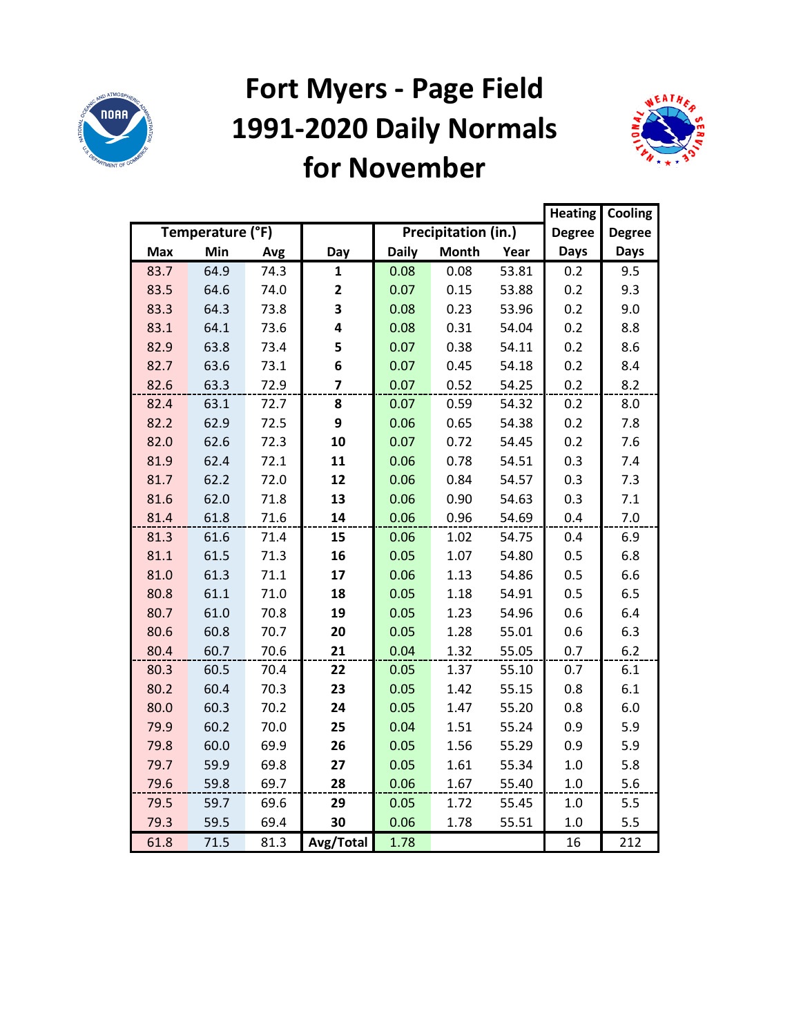# Fort Myers - Page Field 1991-2020 Daily Normals for November

| Temperature (°F) | | | | Precipitation (in.) | | | Heating Degree Days | Cooling Degree Days |
|---|---|---|---|---|---|---|---|---|
| Max | Min | Avg | Day | Daily | Month | Year | | |
| 83.7 | 64.9 | 74.3 | 1 | 0.08 | 0.08 | 53.81 | 0.2 | 9.5 |
| 83.5 | 64.6 | 74.0 | 2 | 0.07 | 0.15 | 53.88 | 0.2 | 9.3 |
| 83.3 | 64.3 | 73.8 | 3 | 0.08 | 0.23 | 53.96 | 0.2 | 9.0 |
| 83.1 | 64.1 | 73.6 | 4 | 0.08 | 0.31 | 54.04 | 0.2 | 8.8 |
| 82.9 | 63.8 | 73.4 | 5 | 0.07 | 0.38 | 54.11 | 0.2 | 8.6 |
| 82.7 | 63.6 | 73.1 | 6 | 0.07 | 0.45 | 54.18 | 0.2 | 8.4 |
| 82.6 | 63.3 | 72.9 | 7 | 0.07 | 0.52 | 54.25 | 0.2 | 8.2 |
| 82.4 | 63.1 | 72.7 | 8 | 0.07 | 0.59 | 54.32 | 0.2 | 8.0 |
| 82.2 | 62.9 | 72.5 | 9 | 0.06 | 0.65 | 54.38 | 0.2 | 7.8 |
| 82.0 | 62.6 | 72.3 | 10 | 0.07 | 0.72 | 54.45 | 0.2 | 7.6 |
| 81.9 | 62.4 | 72.1 | 11 | 0.06 | 0.78 | 54.51 | 0.3 | 7.4 |
| 81.7 | 62.2 | 72.0 | 12 | 0.06 | 0.84 | 54.57 | 0.3 | 7.3 |
| 81.6 | 62.0 | 71.8 | 13 | 0.06 | 0.90 | 54.63 | 0.3 | 7.1 |
| 81.4 | 61.8 | 71.6 | 14 | 0.06 | 0.96 | 54.69 | 0.4 | 7.0 |
| 81.3 | 61.6 | 71.4 | 15 | 0.06 | 1.02 | 54.75 | 0.4 | 6.9 |
| 81.1 | 61.5 | 71.3 | 16 | 0.05 | 1.07 | 54.80 | 0.5 | 6.8 |
| 81.0 | 61.3 | 71.1 | 17 | 0.06 | 1.13 | 54.86 | 0.5 | 6.6 |
| 80.8 | 61.1 | 71.0 | 18 | 0.05 | 1.18 | 54.91 | 0.5 | 6.5 |
| 80.7 | 61.0 | 70.8 | 19 | 0.05 | 1.23 | 54.96 | 0.6 | 6.4 |
| 80.6 | 60.8 | 70.7 | 20 | 0.05 | 1.28 | 55.01 | 0.6 | 6.3 |
| 80.4 | 60.7 | 70.6 | 21 | 0.04 | 1.32 | 55.05 | 0.7 | 6.2 |
| 80.3 | 60.5 | 70.4 | 22 | 0.05 | 1.37 | 55.10 | 0.7 | 6.1 |
| 80.2 | 60.4 | 70.3 | 23 | 0.05 | 1.42 | 55.15 | 0.8 | 6.1 |
| 80.0 | 60.3 | 70.2 | 24 | 0.05 | 1.47 | 55.20 | 0.8 | 6.0 |
| 79.9 | 60.2 | 70.0 | 25 | 0.04 | 1.51 | 55.24 | 0.9 | 5.9 |
| 79.8 | 60.0 | 69.9 | 26 | 0.05 | 1.56 | 55.29 | 0.9 | 5.9 |
| 79.7 | 59.9 | 69.8 | 27 | 0.05 | 1.61 | 55.34 | 1.0 | 5.8 |
| 79.6 | 59.8 | 69.7 | 28 | 0.06 | 1.67 | 55.40 | 1.0 | 5.6 |
| 79.5 | 59.7 | 69.6 | 29 | 0.05 | 1.72 | 55.45 | 1.0 | 5.5 |
| 79.3 | 59.5 | 69.4 | 30 | 0.06 | 1.78 | 55.51 | 1.0 | 5.5 |
| 61.8 | 71.5 | 81.3 | Avg/Total | 1.78 | | | 16 | 212 |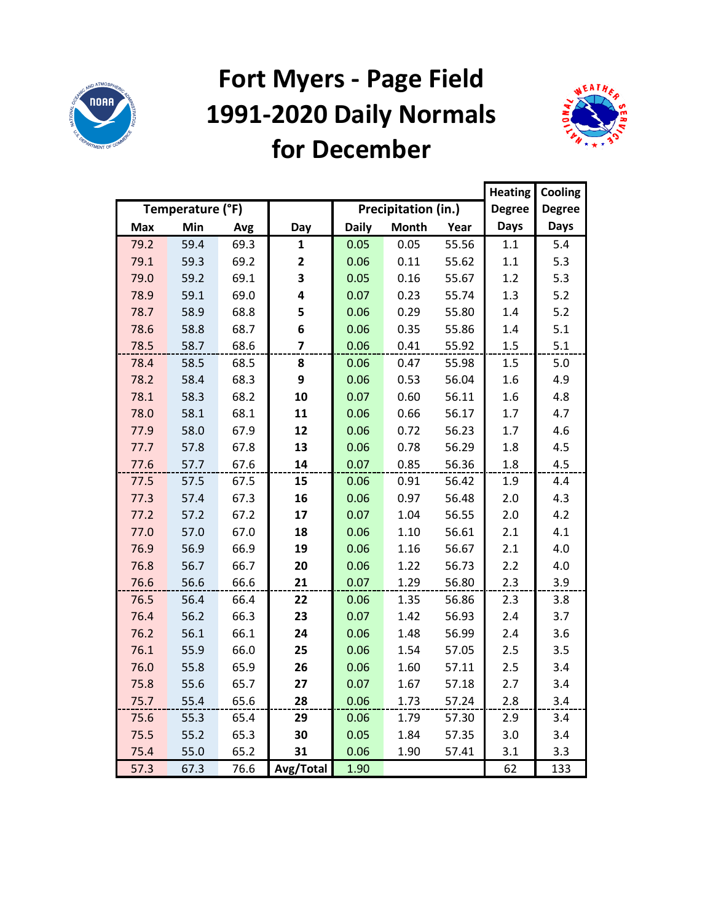# Fort Myers - Page Field 1991-2020 Daily Normals for December

| Temperature (°F) | | | | Precipitation (in.) | | | Heating Degree Days | Cooling Degree Days |
|---|---|---|---|---|---|---|---|---|
| Max | Min | Avg | Day | Daily | Month | Year | | |
| 79.2 | 59.4 | 69.3 | 1 | 0.05 | 0.05 | 55.56 | 1.1 | 5.4 |
| 79.1 | 59.3 | 69.2 | 2 | 0.06 | 0.11 | 55.62 | 1.1 | 5.3 |
| 79.0 | 59.2 | 69.1 | 3 | 0.05 | 0.16 | 55.67 | 1.2 | 5.3 |
| 78.9 | 59.1 | 69.0 | 4 | 0.07 | 0.23 | 55.74 | 1.3 | 5.2 |
| 78.7 | 58.9 | 68.8 | 5 | 0.06 | 0.29 | 55.80 | 1.4 | 5.2 |
| 78.6 | 58.8 | 68.7 | 6 | 0.06 | 0.35 | 55.86 | 1.4 | 5.1 |
| 78.5 | 58.7 | 68.6 | 7 | 0.06 | 0.41 | 55.92 | 1.5 | 5.1 |
| 78.4 | 58.5 | 68.5 | 8 | 0.06 | 0.47 | 55.98 | 1.5 | 5.0 |
| 78.2 | 58.4 | 68.3 | 9 | 0.06 | 0.53 | 56.04 | 1.6 | 4.9 |
| 78.1 | 58.3 | 68.2 | 10 | 0.07 | 0.60 | 56.11 | 1.6 | 4.8 |
| 78.0 | 58.1 | 68.1 | 11 | 0.06 | 0.66 | 56.17 | 1.7 | 4.7 |
| 77.9 | 58.0 | 67.9 | 12 | 0.06 | 0.72 | 56.23 | 1.7 | 4.6 |
| 77.7 | 57.8 | 67.8 | 13 | 0.06 | 0.78 | 56.29 | 1.8 | 4.5 |
| 77.6 | 57.7 | 67.6 | 14 | 0.07 | 0.85 | 56.36 | 1.8 | 4.5 |
| 77.5 | 57.5 | 67.5 | 15 | 0.06 | 0.91 | 56.42 | 1.9 | 4.4 |
| 77.3 | 57.4 | 67.3 | 16 | 0.06 | 0.97 | 56.48 | 2.0 | 4.3 |
| 77.2 | 57.2 | 67.2 | 17 | 0.07 | 1.04 | 56.55 | 2.0 | 4.2 |
| 77.0 | 57.0 | 67.0 | 18 | 0.06 | 1.10 | 56.61 | 2.1 | 4.1 |
| 76.9 | 56.9 | 66.9 | 19 | 0.06 | 1.16 | 56.67 | 2.1 | 4.0 |
| 76.8 | 56.7 | 66.7 | 20 | 0.06 | 1.22 | 56.73 | 2.2 | 4.0 |
| 76.6 | 56.6 | 66.6 | 21 | 0.07 | 1.29 | 56.80 | 2.3 | 3.9 |
| 76.5 | 56.4 | 66.4 | 22 | 0.06 | 1.35 | 56.86 | 2.3 | 3.8 |
| 76.4 | 56.2 | 66.3 | 23 | 0.07 | 1.42 | 56.93 | 2.4 | 3.7 |
| 76.2 | 56.1 | 66.1 | 24 | 0.06 | 1.48 | 56.99 | 2.4 | 3.6 |
| 76.1 | 55.9 | 66.0 | 25 | 0.06 | 1.54 | 57.05 | 2.5 | 3.5 |
| 76.0 | 55.8 | 65.9 | 26 | 0.06 | 1.60 | 57.11 | 2.5 | 3.4 |
| 75.8 | 55.6 | 65.7 | 27 | 0.07 | 1.67 | 57.18 | 2.7 | 3.4 |
| 75.7 | 55.4 | 65.6 | 28 | 0.06 | 1.73 | 57.24 | 2.8 | 3.4 |
| 75.6 | 55.3 | 65.4 | 29 | 0.06 | 1.79 | 57.30 | 2.9 | 3.4 |
| 75.5 | 55.2 | 65.3 | 30 | 0.05 | 1.84 | 57.35 | 3.0 | 3.4 |
| 75.4 | 55.0 | 65.2 | 31 | 0.06 | 1.90 | 57.41 | 3.1 | 3.3 |
| 57.3 | 67.3 | 76.6 | Avg/Total | 1.90 | | | 62 | 133 |